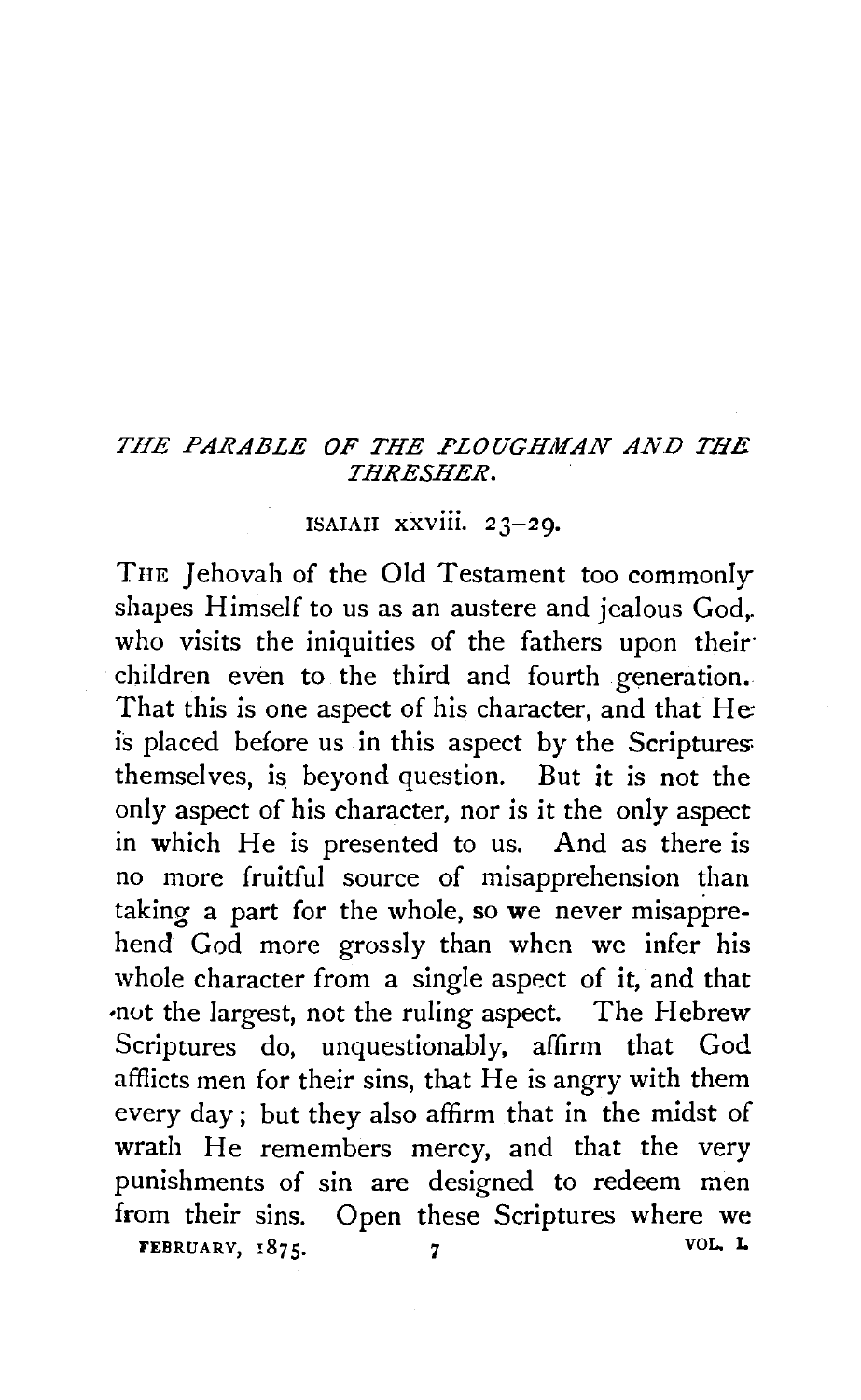## *THE PARABLE OF THE PLOUGHMAN AND THE THRESHER.*

ISAIAH xxviii. 23–29.

THE Jehovah of the Old Testament too commonly shapes Himself to us as an austere and jealous God, who visits the iniquities of the fathers upon their children even to the third and fourth generation. That this is one aspect of his character, and that He is placed before us in this aspect by the Scriptures themselves, is beyond question. But it is not the only aspect of his character, nor is it the only aspect in which He is presented to us. And as there is no more fruitful source of misapprehension than taking a part for the whole, so we never misapprehend God more grossly than when we infer his whole character from a single aspect of it, and that not the largest, not the ruling aspect. The Hebrew Scriptures do, unquestionably, affirm that God afflicts men for their sins, that He is angry with them every day; but they also affirm that in the midst of wrath He remembers mercy, and that the very punishments of sin are designed to redeem men from their sins. Open these Scriptures where we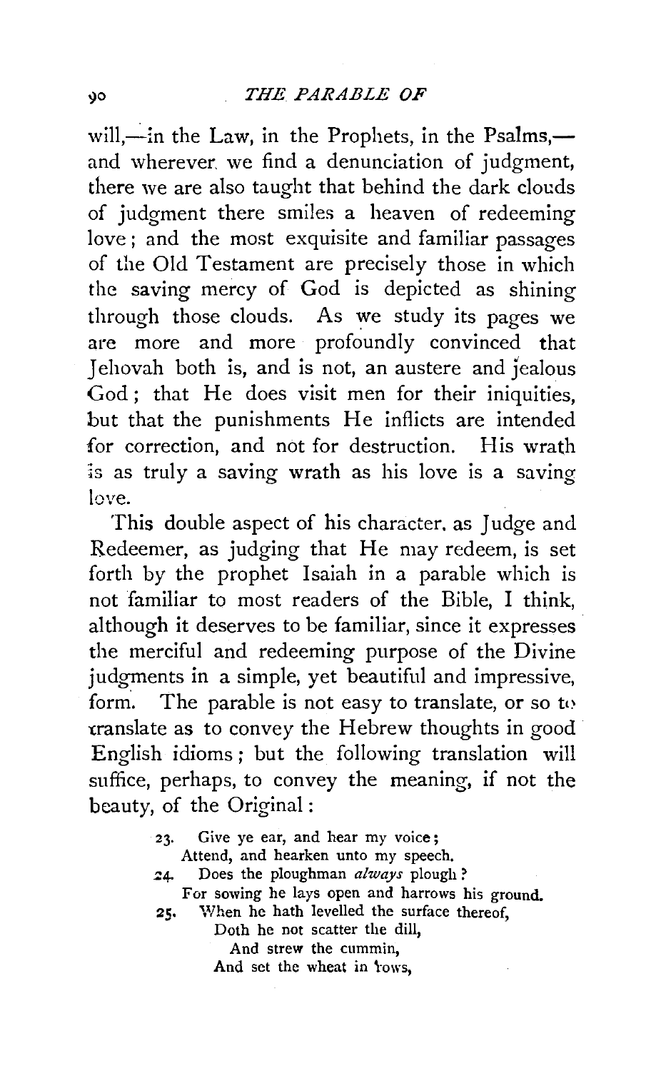will,—in the Law, in the Prophets, in the Psalms,—and wherever we find a denunciation of judgment, there we are also taught that behind the dark clouds of judgment there smiles a heaven of redeeming love; and the most exquisite and familiar passages of the Old Testament are precisely those in which the saving mercy of God is depicted as shining through those clouds. As we study its pages we are more and more profoundly convinced that Jehovah both is, and is not, an austere and jealous God; that He does visit men for their iniquities, but that the punishments He inflicts are intended for correction, and not for destruction. His wrath is as truly a saving wrath as his love is a saving love.

This double aspect of his character, as Judge and Redeemer, as judging that He may redeem, is set forth by the prophet Isaiah in a parable which is not familiar to most readers of the Bible, I think, although it deserves to be familiar, since it expresses the merciful and redeeming purpose of the Divine judgments in a simple, yet beautiful and impressive, form. The parable is not easy to translate, or so to translate as to convey the Hebrew thoughts in good English idioms; but the following translation will suffice, perhaps, to convey the meaning, if not the beauty, of the Original:

> 23. Give ye ear, and hear my voice;
> Attend, and hearken unto my speech.
> 24. Does the ploughman *always* plough?
> For sowing he lays open and harrows his ground.
> 25. When he hath levelled the surface thereof,
> Doth he not scatter the dill,
> And strew the cummin,
> And set the wheat in rows,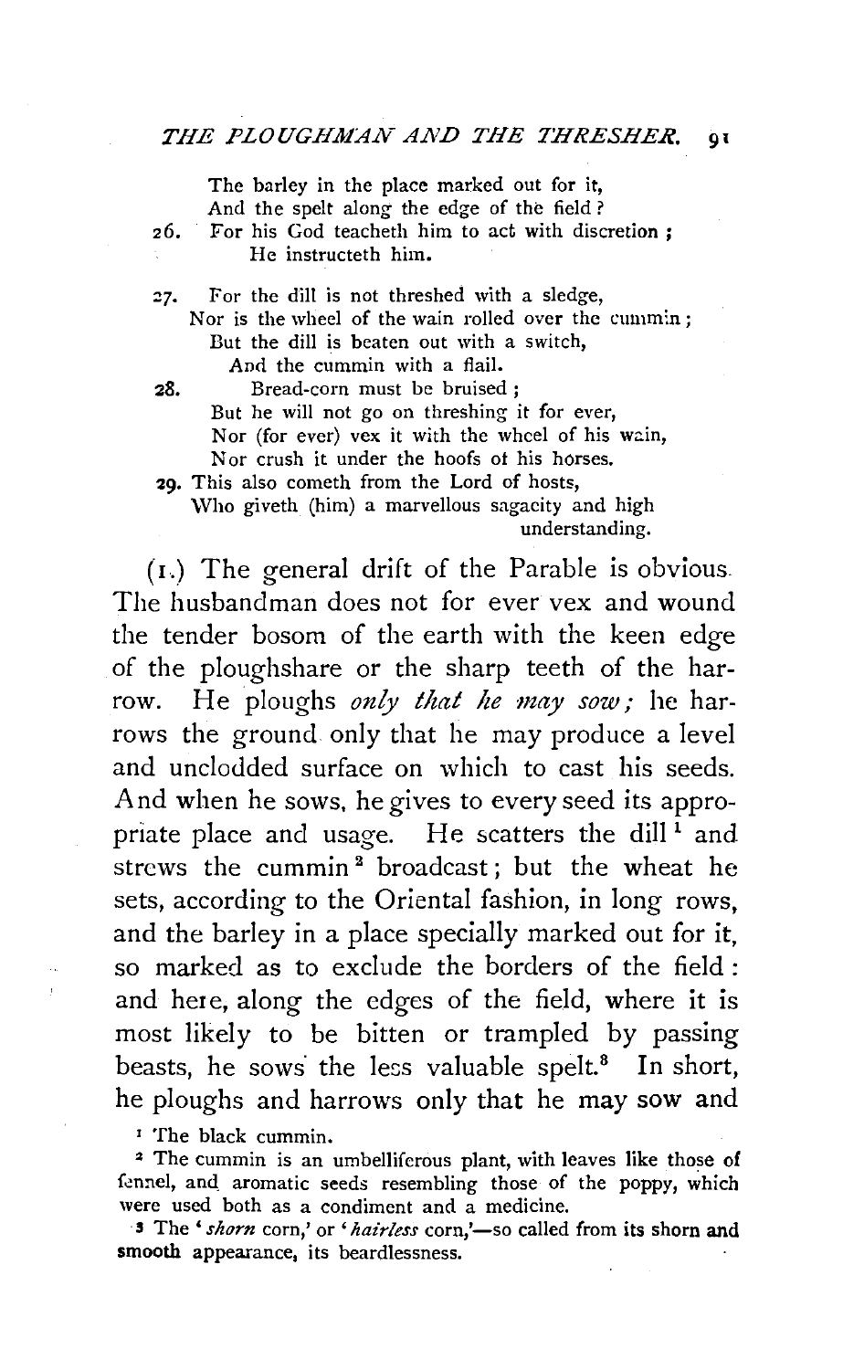The barley in the place marked out for it,
And the spelt along the edge of the field?

26. For his God teacheth him to act with discretion;
He instructeth him.

27. For the dill is not threshed with a sledge,
Nor is the wheel of the wain rolled over the cummin;
But the dill is beaten out with a switch,
And the cummin with a flail.

28. Bread-corn must be bruised;
But he will not go on threshing it for ever,
Nor (for ever) vex it with the wheel of his wain,
Nor crush it under the hoofs of his horses.

29. This also cometh from the Lord of hosts,
Who giveth (him) a marvellous sagacity and high understanding.

(1.) The general drift of the Parable is obvious. The husbandman does not for ever vex and wound the tender bosom of the earth with the keen edge of the ploughshare or the sharp teeth of the harrow. He ploughs *only that he may sow;* he harrows the ground only that he may produce a level and unclodded surface on which to cast his seeds. And when he sows, he gives to every seed its appropriate place and usage. He scatters the dill[1] and strews the cummin[2] broadcast; but the wheat he sets, according to the Oriental fashion, in long rows, and the barley in a place specially marked out for it, so marked as to exclude the borders of the field: and here, along the edges of the field, where it is most likely to be bitten or trampled by passing beasts, he sows the less valuable spelt.[3] In short, he ploughs and harrows only that he may sow and

[1] The black cummin.

[2] The cummin is an umbelliferous plant, with leaves like those of fennel, and aromatic seeds resembling those of the poppy, which were used both as a condiment and a medicine.

[3] The '*shorn* corn,' or '*hairless* corn,'—so called from its shorn and smooth appearance, its beardlessness.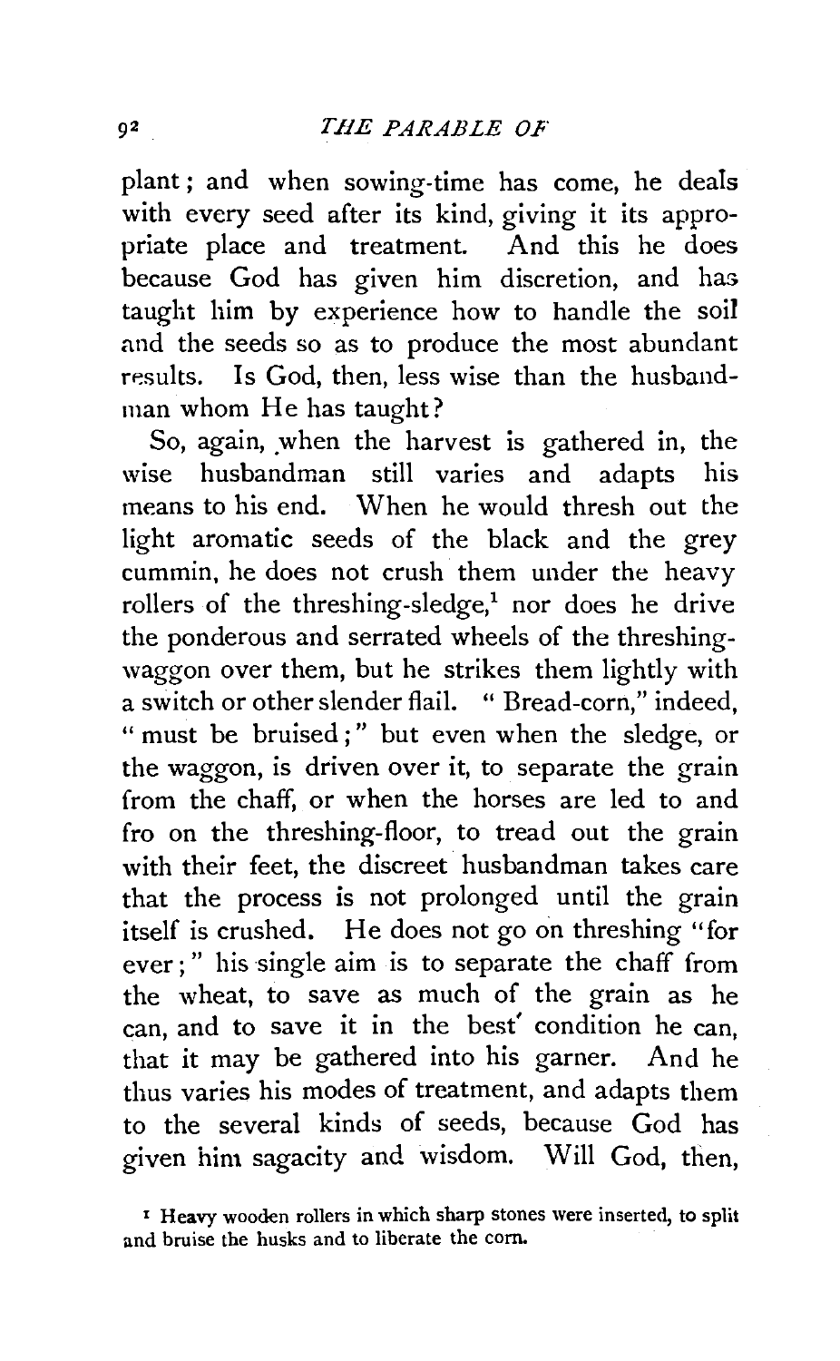plant; and when sowing-time has come, he deals with every seed after its kind, giving it its appropriate place and treatment. And this he does because God has given him discretion, and has taught him by experience how to handle the soil and the seeds so as to produce the most abundant results. Is God, then, less wise than the husbandman whom He has taught?

So, again, when the harvest is gathered in, the wise husbandman still varies and adapts his means to his end. When he would thresh out the light aromatic seeds of the black and the grey cummin, he does not crush them under the heavy rollers of the threshing-sledge,[1] nor does he drive the ponderous and serrated wheels of the threshing-waggon over them, but he strikes them lightly with a switch or other slender flail. "Bread-corn," indeed, "must be bruised;" but even when the sledge, or the waggon, is driven over it, to separate the grain from the chaff, or when the horses are led to and fro on the threshing-floor, to tread out the grain with their feet, the discreet husbandman takes care that the process is not prolonged until the grain itself is crushed. He does not go on threshing "for ever;" his single aim is to separate the chaff from the wheat, to save as much of the grain as he can, and to save it in the best condition he can, that it may be gathered into his garner. And he thus varies his modes of treatment, and adapts them to the several kinds of seeds, because God has given him sagacity and wisdom. Will God, then,

[1] Heavy wooden rollers in which sharp stones were inserted, to split and bruise the husks and to liberate the corn.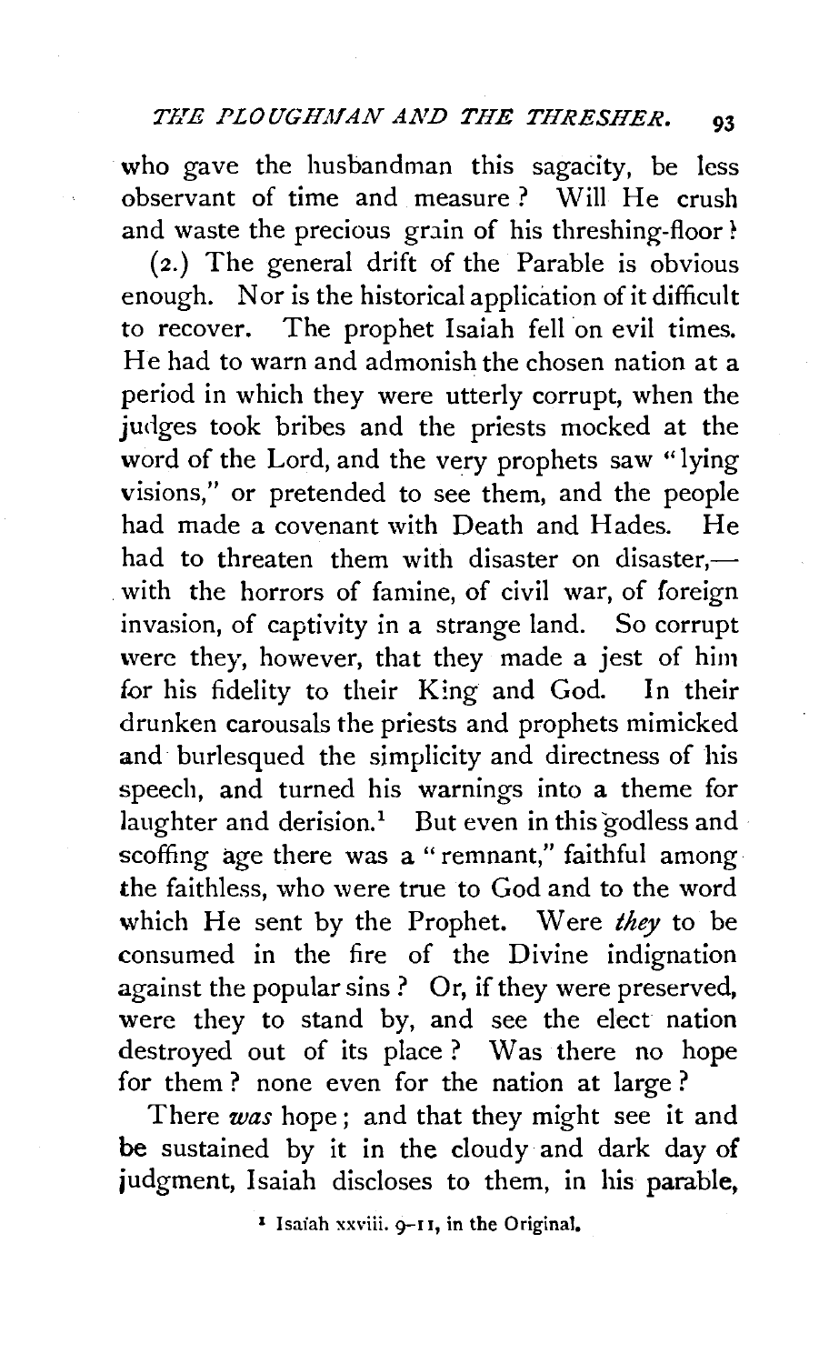who gave the husbandman this sagacity, be less observant of time and measure? Will He crush and waste the precious grain of his threshing-floor?

(2.) The general drift of the Parable is obvious enough. Nor is the historical application of it difficult to recover. The prophet Isaiah fell on evil times. He had to warn and admonish the chosen nation at a period in which they were utterly corrupt, when the judges took bribes and the priests mocked at the word of the Lord, and the very prophets saw "lying visions," or pretended to see them, and the people had made a covenant with Death and Hades. He had to threaten them with disaster on disaster,—with the horrors of famine, of civil war, of foreign invasion, of captivity in a strange land. So corrupt were they, however, that they made a jest of him for his fidelity to their King and God. In their drunken carousals the priests and prophets mimicked and burlesqued the simplicity and directness of his speech, and turned his warnings into a theme for laughter and derision.[1] But even in this godless and scoffing age there was a "remnant," faithful among the faithless, who were true to God and to the word which He sent by the Prophet. Were *they* to be consumed in the fire of the Divine indignation against the popular sins? Or, if they were preserved, were they to stand by, and see the elect nation destroyed out of its place? Was there no hope for them? none even for the nation at large?

There *was* hope; and that they might see it and be sustained by it in the cloudy and dark day of judgment, Isaiah discloses to them, in his parable,

[1] Isaiah xxviii. 9–11, in the Original.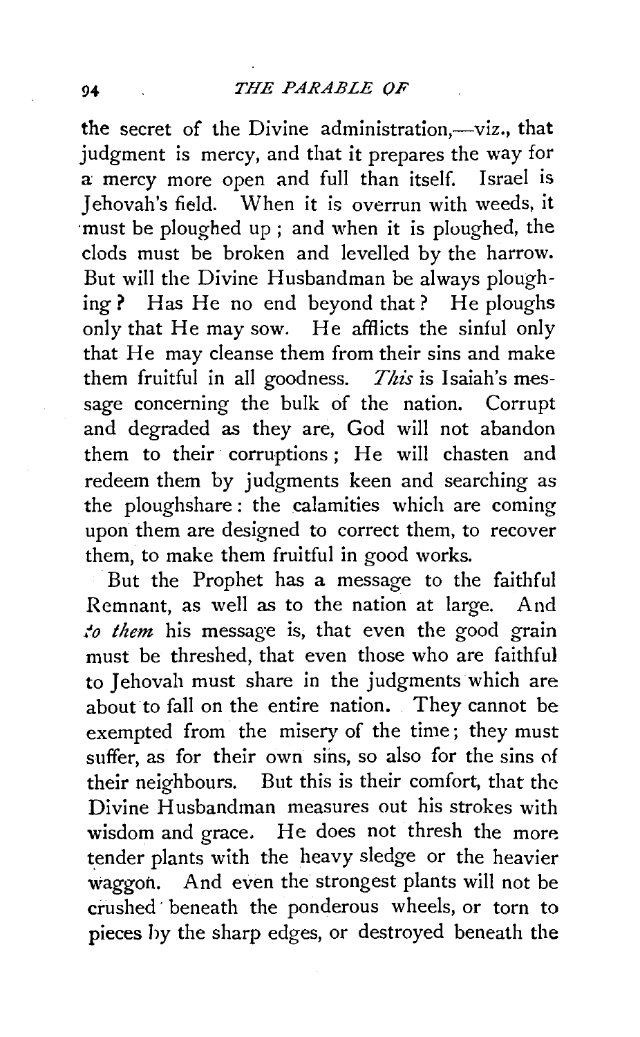the secret of the Divine administration,—viz., that judgment is mercy, and that it prepares the way for a mercy more open and full than itself. Israel is Jehovah's field. When it is overrun with weeds, it must be ploughed up; and when it is ploughed, the clods must be broken and levelled by the harrow. But will the Divine Husbandman be always ploughing? Has He no end beyond that? He ploughs only that He may sow. He afflicts the sinful only that He may cleanse them from their sins and make them fruitful in all goodness. *This* is Isaiah's message concerning the bulk of the nation. Corrupt and degraded as they are, God will not abandon them to their corruptions; He will chasten and redeem them by judgments keen and searching as the ploughshare: the calamities which are coming upon them are designed to correct them, to recover them, to make them fruitful in good works.

But the Prophet has a message to the faithful Remnant, as well as to the nation at large. And *to them* his message is, that even the good grain must be threshed, that even those who are faithful to Jehovah must share in the judgments which are about to fall on the entire nation. They cannot be exempted from the misery of the time; they must suffer, as for their own sins, so also for the sins of their neighbours. But this is their comfort, that the Divine Husbandman measures out his strokes with wisdom and grace. He does not thresh the more tender plants with the heavy sledge or the heavier waggon. And even the strongest plants will not be crushed beneath the ponderous wheels, or torn to pieces by the sharp edges, or destroyed beneath the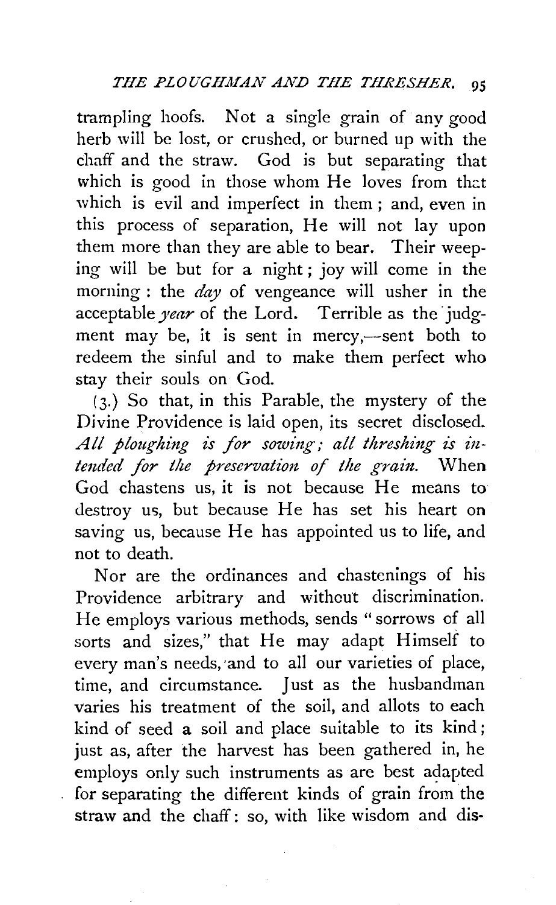trampling hoofs. Not a single grain of any good herb will be lost, or crushed, or burned up with the chaff and the straw. God is but separating that which is good in those whom He loves from that which is evil and imperfect in them; and, even in this process of separation, He will not lay upon them more than they are able to bear. Their weeping will be but for a night; joy will come in the morning: the *day* of vengeance will usher in the acceptable *year* of the Lord. Terrible as the judgment may be, it is sent in mercy,—sent both to redeem the sinful and to make them perfect who stay their souls on God.

(3.) So that, in this Parable, the mystery of the Divine Providence is laid open, its secret disclosed. *All ploughing is for sowing; all threshing is intended for the preservation of the grain.* When God chastens us, it is not because He means to destroy us, but because He has set his heart on saving us, because He has appointed us to life, and not to death.

Nor are the ordinances and chastenings of his Providence arbitrary and without discrimination. He employs various methods, sends "sorrows of all sorts and sizes," that He may adapt Himself to every man's needs, and to all our varieties of place, time, and circumstance. Just as the husbandman varies his treatment of the soil, and allots to each kind of seed a soil and place suitable to its kind; just as, after the harvest has been gathered in, he employs only such instruments as are best adapted for separating the different kinds of grain from the straw and the chaff: so, with like wisdom and dis-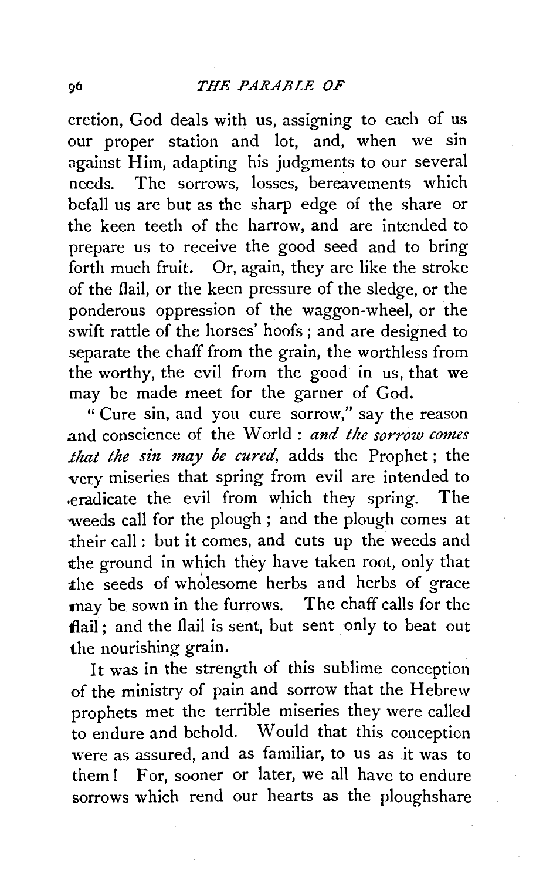cretion, God deals with us, assigning to each of us our proper station and lot, and, when we sin against Him, adapting his judgments to our several needs. The sorrows, losses, bereavements which befall us are but as the sharp edge of the share or the keen teeth of the harrow, and are intended to prepare us to receive the good seed and to bring forth much fruit. Or, again, they are like the stroke of the flail, or the keen pressure of the sledge, or the ponderous oppression of the waggon-wheel, or the swift rattle of the horses' hoofs; and are designed to separate the chaff from the grain, the worthless from the worthy, the evil from the good in us, that we may be made meet for the garner of God.

"Cure sin, and you cure sorrow," say the reason and conscience of the World: *and the sorrow comes that the sin may be cured,* adds the Prophet; the very miseries that spring from evil are intended to eradicate the evil from which they spring. The weeds call for the plough; and the plough comes at their call: but it comes, and cuts up the weeds and the ground in which they have taken root, only that the seeds of wholesome herbs and herbs of grace may be sown in the furrows. The chaff calls for the flail; and the flail is sent, but sent only to beat out the nourishing grain.

It was in the strength of this sublime conception of the ministry of pain and sorrow that the Hebrew prophets met the terrible miseries they were called to endure and behold. Would that this conception were as assured, and as familiar, to us as it was to them! For, sooner or later, we all have to endure sorrows which rend our hearts as the ploughshare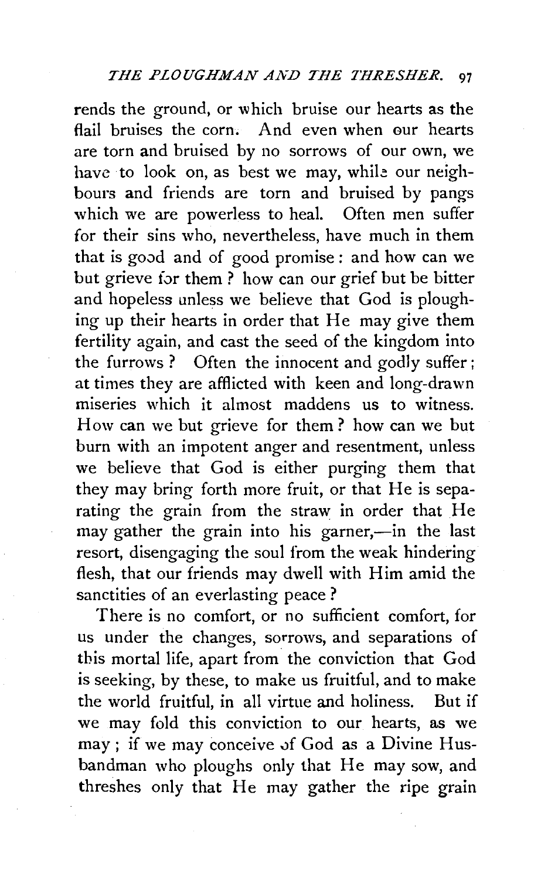rends the ground, or which bruise our hearts as the flail bruises the corn. And even when our hearts are torn and bruised by no sorrows of our own, we have to look on, as best we may, while our neighbours and friends are torn and bruised by pangs which we are powerless to heal. Often men suffer for their sins who, nevertheless, have much in them that is good and of good promise: and how can we but grieve for them? how can our grief but be bitter and hopeless unless we believe that God is ploughing up their hearts in order that He may give them fertility again, and cast the seed of the kingdom into the furrows? Often the innocent and godly suffer; at times they are afflicted with keen and long-drawn miseries which it almost maddens us to witness. How can we but grieve for them? how can we but burn with an impotent anger and resentment, unless we believe that God is either purging them that they may bring forth more fruit, or that He is separating the grain from the straw in order that He may gather the grain into his garner,—in the last resort, disengaging the soul from the weak hindering flesh, that our friends may dwell with Him amid the sanctities of an everlasting peace?

There is no comfort, or no sufficient comfort, for us under the changes, sorrows, and separations of this mortal life, apart from the conviction that God is seeking, by these, to make us fruitful, and to make the world fruitful, in all virtue and holiness. But if we may fold this conviction to our hearts, as we may; if we may conceive of God as a Divine Husbandman who ploughs only that He may sow, and threshes only that He may gather the ripe grain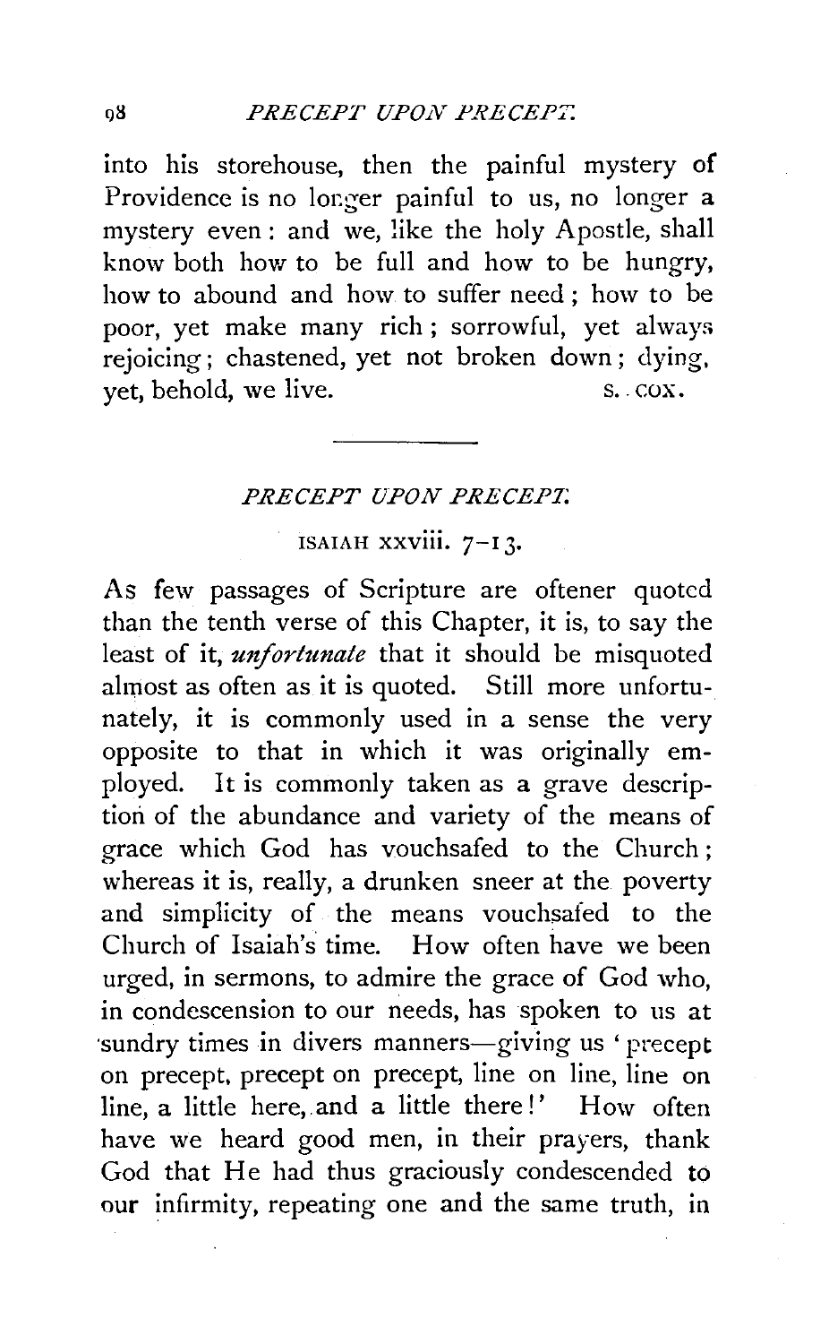into his storehouse, then the painful mystery of Providence is no longer painful to us, no longer a mystery even: and we, like the holy Apostle, shall know both how to be full and how to be hungry, how to abound and how to suffer need; how to be poor, yet make many rich; sorrowful, yet always rejoicing; chastened, yet not broken down; dying, yet, behold, we live.

S. COX.

---

## *PRECEPT UPON PRECEPT.*

### ISAIAH xxviii. 7–13.

As few passages of Scripture are oftener quoted than the tenth verse of this Chapter, it is, to say the least of it, *unfortunate* that it should be misquoted almost as often as it is quoted. Still more unfortunately, it is commonly used in a sense the very opposite to that in which it was originally employed. It is commonly taken as a grave description of the abundance and variety of the means of grace which God has vouchsafed to the Church; whereas it is, really, a drunken sneer at the poverty and simplicity of the means vouchsafed to the Church of Isaiah's time. How often have we been urged, in sermons, to admire the grace of God who, in condescension to our needs, has spoken to us at sundry times in divers manners—giving us 'precept on precept, precept on precept, line on line, line on line, a little here, and a little there!' How often have we heard good men, in their prayers, thank God that He had thus graciously condescended to our infirmity, repeating one and the same truth, in